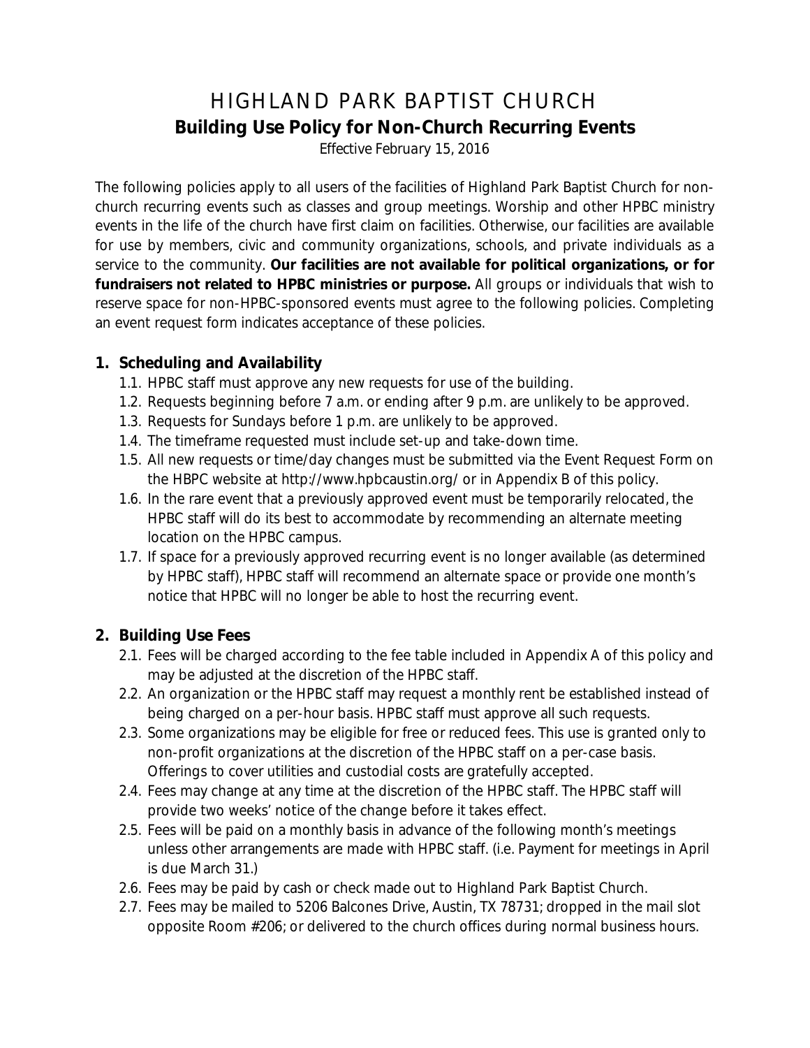# HIGHLAND PARK BAPTIST CHURCH

## Building Use Policy for Non-Church Recurring Events

*Effective February 15, 2016*

The following policies apply to all users of the facilities of Highland Park Baptist Church for non-church recurring events such as classes and group meetings. Worship and other HPBC ministry events in the life of the church have first claim on facilities. Otherwise, our facilities are available for use by members, civic and community organizations, schools, and private individuals as a service to the community. **Our facilities are not available for political organizations, or for fundraisers not related to HPBC ministries or purpose.** All groups or individuals that wish to reserve space for non-HPBC-sponsored events must agree to the following policies. Completing an event request form indicates acceptance of these policies.

### 1. Scheduling and Availability

1.1. HPBC staff must approve any new requests for use of the building.

1.2. Requests beginning before 7 a.m. or ending after 9 p.m. are unlikely to be approved.

1.3. Requests for Sundays before 1 p.m. are unlikely to be approved.

1.4. The timeframe requested must include set-up and take-down time.

1.5. All new requests or time/day changes must be submitted via the Event Request Form on the HBPC website at http://www.hpbcaustin.org/ or in Appendix B of this policy.

1.6. In the rare event that a previously approved event must be temporarily relocated, the HPBC staff will do its best to accommodate by recommending an alternate meeting location on the HPBC campus.

1.7. If space for a previously approved recurring event is no longer available (as determined by HPBC staff), HPBC staff will recommend an alternate space or provide one month's notice that HPBC will no longer be able to host the recurring event.

### 2. Building Use Fees

2.1. Fees will be charged according to the fee table included in Appendix A of this policy and may be adjusted at the discretion of the HPBC staff.

2.2. An organization or the HPBC staff may request a monthly rent be established instead of being charged on a per-hour basis. HPBC staff must approve all such requests.

2.3. Some organizations may be eligible for free or reduced fees. This use is granted only to non-profit organizations at the discretion of the HPBC staff on a per-case basis. Offerings to cover utilities and custodial costs are gratefully accepted.

2.4. Fees may change at any time at the discretion of the HPBC staff. The HPBC staff will provide two weeks' notice of the change before it takes effect.

2.5. Fees will be paid on a monthly basis in advance of the following month's meetings unless other arrangements are made with HPBC staff. (i.e. Payment for meetings in April is due March 31.)

2.6. Fees may be paid by cash or check made out to Highland Park Baptist Church.

2.7. Fees may be mailed to 5206 Balcones Drive, Austin, TX 78731; dropped in the mail slot opposite Room #206; or delivered to the church offices during normal business hours.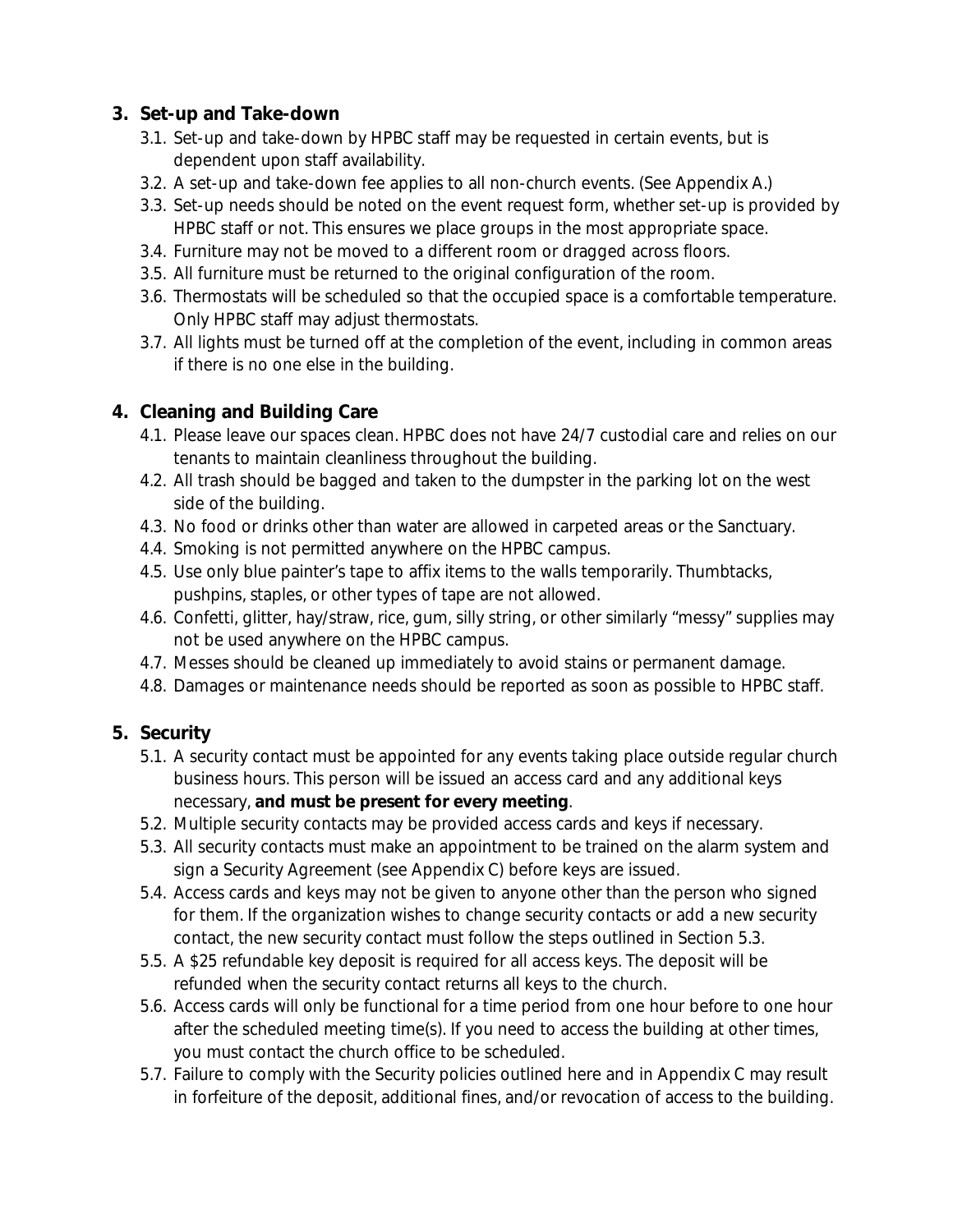## 3. Set-up and Take-down

- 3.1. Set-up and take-down by HPBC staff may be requested in certain events, but is dependent upon staff availability.
- 3.2. A set-up and take-down fee applies to all non-church events. (See Appendix A.)
- 3.3. Set-up needs should be noted on the event request form, whether set-up is provided by HPBC staff or not. This ensures we place groups in the most appropriate space.
- 3.4. Furniture may not be moved to a different room or dragged across floors.
- 3.5. All furniture must be returned to the original configuration of the room.
- 3.6. Thermostats will be scheduled so that the occupied space is a comfortable temperature. Only HPBC staff may adjust thermostats.
- 3.7. All lights must be turned off at the completion of the event, including in common areas if there is no one else in the building.

## 4. Cleaning and Building Care

- 4.1. Please leave our spaces clean. HPBC does not have 24/7 custodial care and relies on our tenants to maintain cleanliness throughout the building.
- 4.2. All trash should be bagged and taken to the dumpster in the parking lot on the west side of the building.
- 4.3. No food or drinks other than water are allowed in carpeted areas or the Sanctuary.
- 4.4. Smoking is not permitted anywhere on the HPBC campus.
- 4.5. Use only blue painter's tape to affix items to the walls temporarily. Thumbtacks, pushpins, staples, or other types of tape are not allowed.
- 4.6. Confetti, glitter, hay/straw, rice, gum, silly string, or other similarly "messy" supplies may not be used anywhere on the HPBC campus.
- 4.7. Messes should be cleaned up immediately to avoid stains or permanent damage.
- 4.8. Damages or maintenance needs should be reported as soon as possible to HPBC staff.

## 5. Security

- 5.1. A security contact must be appointed for any events taking place outside regular church business hours. This person will be issued an access card and any additional keys necessary, **and must be present for every meeting**.
- 5.2. Multiple security contacts may be provided access cards and keys if necessary.
- 5.3. All security contacts must make an appointment to be trained on the alarm system and sign a Security Agreement (see Appendix C) before keys are issued.
- 5.4. Access cards and keys may not be given to anyone other than the person who signed for them. If the organization wishes to change security contacts or add a new security contact, the new security contact must follow the steps outlined in Section 5.3.
- 5.5. A $25 refundable key deposit is required for all access keys. The deposit will be refunded when the security contact returns all keys to the church.
- 5.6. Access cards will only be functional for a time period from one hour before to one hour after the scheduled meeting time(s). If you need to access the building at other times, you must contact the church office to be scheduled.
- 5.7. Failure to comply with the Security policies outlined here and in Appendix C may result in forfeiture of the deposit, additional fines, and/or revocation of access to the building.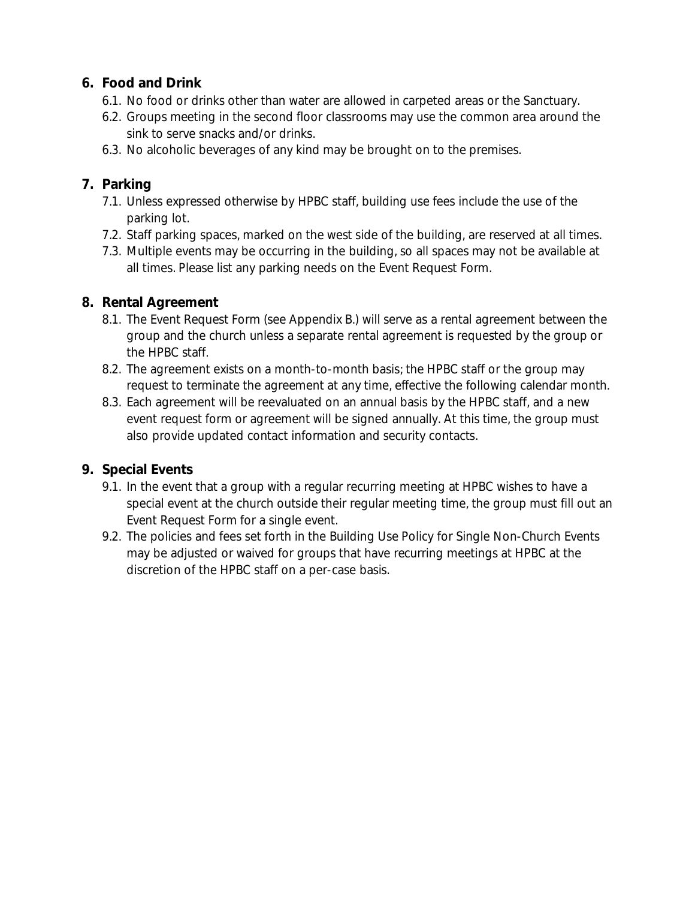## 6. Food and Drink

6.1. No food or drinks other than water are allowed in carpeted areas or the Sanctuary.

6.2. Groups meeting in the second floor classrooms may use the common area around the sink to serve snacks and/or drinks.

6.3. No alcoholic beverages of any kind may be brought on to the premises.

## 7. Parking

7.1. Unless expressed otherwise by HPBC staff, building use fees include the use of the parking lot.

7.2. Staff parking spaces, marked on the west side of the building, are reserved at all times.

7.3. Multiple events may be occurring in the building, so all spaces may not be available at all times. Please list any parking needs on the Event Request Form.

## 8. Rental Agreement

8.1. The Event Request Form (see Appendix B.) will serve as a rental agreement between the group and the church unless a separate rental agreement is requested by the group or the HPBC staff.

8.2. The agreement exists on a month-to-month basis; the HPBC staff or the group may request to terminate the agreement at any time, effective the following calendar month.

8.3. Each agreement will be reevaluated on an annual basis by the HPBC staff, and a new event request form or agreement will be signed annually. At this time, the group must also provide updated contact information and security contacts.

## 9. Special Events

9.1. In the event that a group with a regular recurring meeting at HPBC wishes to have a special event at the church outside their regular meeting time, the group must fill out an Event Request Form for a single event.

9.2. The policies and fees set forth in the Building Use Policy for Single Non-Church Events may be adjusted or waived for groups that have recurring meetings at HPBC at the discretion of the HPBC staff on a per-case basis.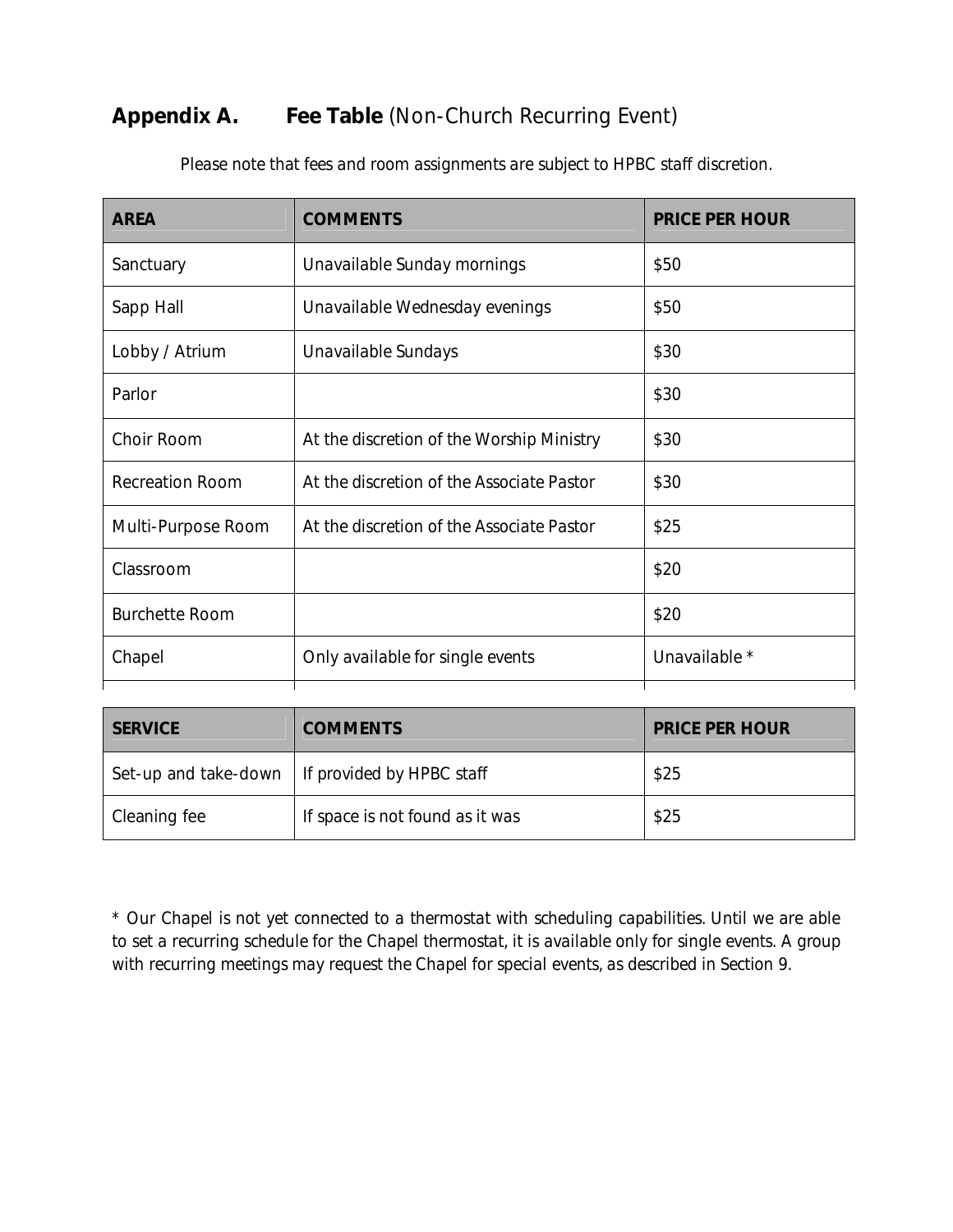## Appendix A. Fee Table (Non-Church Recurring Event)

Please note that fees and room assignments are subject to HPBC staff discretion.

| AREA | COMMENTS | PRICE PER HOUR |
|---|---|---|
| Sanctuary | Unavailable Sunday mornings | $50 |
| Sapp Hall | Unavailable Wednesday evenings | $50 |
| Lobby / Atrium | Unavailable Sundays | $30 |
| Parlor | | $30 |
| Choir Room | At the discretion of the Worship Ministry | $30 |
| Recreation Room | At the discretion of the Associate Pastor | $30 |
| Multi-Purpose Room | At the discretion of the Associate Pastor | $25 |
| Classroom | | $20 |
| Burchette Room | | $20 |
| Chapel | Only available for single events | Unavailable * |

| SERVICE | COMMENTS | PRICE PER HOUR |
|---|---|---|
| Set-up and take-down | If provided by HPBC staff | $25 |
| Cleaning fee | If space is not found as it was | $25 |

* Our Chapel is not yet connected to a thermostat with scheduling capabilities. Until we are able to set a recurring schedule for the Chapel thermostat, it is available only for single events. A group with recurring meetings may request the Chapel for special events, as described in Section 9.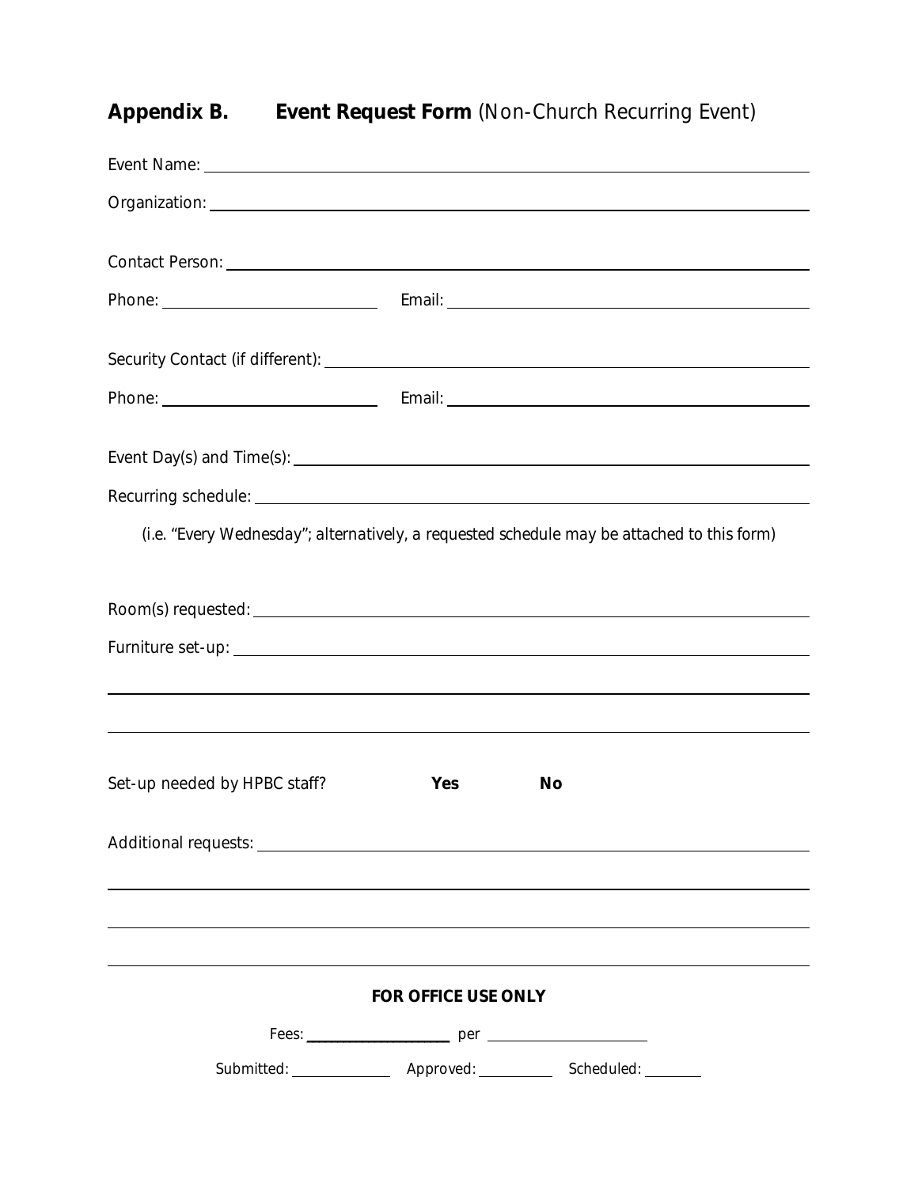## **Appendix B.** **Event Request Form** (Non-Church Recurring Event)

Event Name: ______________________________________________

Organization: ______________________________________________

Contact Person: ______________________________________________

Phone: ____________________ Email: ____________________________

Security Contact (if different): ______________________________________

Phone: ____________________ Email: ____________________________

Event Day(s) and Time(s): ____________________________________

Recurring schedule: ______________________________________________

*(i.e. "Every Wednesday"; alternatively, a requested schedule may be attached to this form)*

Room(s) requested: ______________________________________________

Furniture set-up: ______________________________________________

______________________________________________

______________________________________________

Set-up needed by HPBC staff? **Yes** **No**

Additional requests: ______________________________________________

______________________________________________

______________________________________________

______________________________________________

**FOR OFFICE USE ONLY**

Fees: ____________________ per ____________________

Submitted: ____________ Approved: __________ Scheduled: ________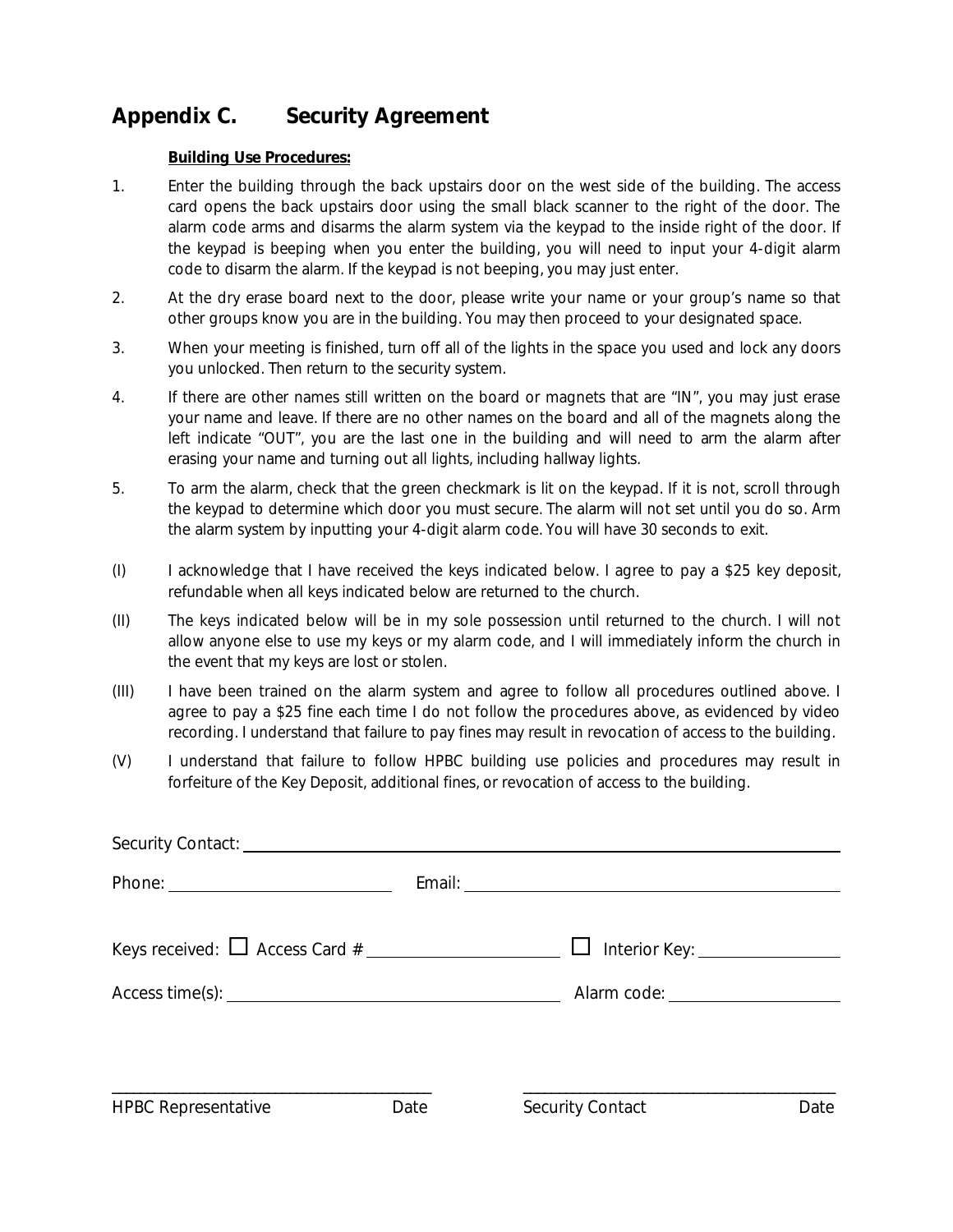## Appendix C. Security Agreement

**Building Use Procedures:**

1. Enter the building through the back upstairs door on the west side of the building. The access card opens the back upstairs door using the small black scanner to the right of the door. The alarm code arms and disarms the alarm system via the keypad to the inside right of the door. If the keypad is beeping when you enter the building, you will need to input your 4-digit alarm code to disarm the alarm. If the keypad is not beeping, you may just enter.
2. At the dry erase board next to the door, please write your name or your group's name so that other groups know you are in the building. You may then proceed to your designated space.
3. When your meeting is finished, turn off all of the lights in the space you used and lock any doors you unlocked. Then return to the security system.
4. If there are other names still written on the board or magnets that are "IN", you may just erase your name and leave. If there are no other names on the board and all of the magnets along the left indicate "OUT", you are the last one in the building and will need to arm the alarm after erasing your name and turning out all lights, including hallway lights.
5. To arm the alarm, check that the green checkmark is lit on the keypad. If it is not, scroll through the keypad to determine which door you must secure. The alarm will not set until you do so. Arm the alarm system by inputting your 4-digit alarm code. You will have 30 seconds to exit.

(I) I acknowledge that I have received the keys indicated below. I agree to pay a $25 key deposit, refundable when all keys indicated below are returned to the church.

(II) The keys indicated below will be in my sole possession until returned to the church. I will not allow anyone else to use my keys or my alarm code, and I will immediately inform the church in the event that my keys are lost or stolen.

(III) I have been trained on the alarm system and agree to follow all procedures outlined above. I agree to pay a $25 fine each time I do not follow the procedures above, as evidenced by video recording. I understand that failure to pay fines may result in revocation of access to the building.

(V) I understand that failure to follow HPBC building use policies and procedures may result in forfeiture of the Key Deposit, additional fines, or revocation of access to the building.

Security Contact: ______________________________

Phone: ______________ Email: ______________________

Keys received: ☐ Access Card # ______________ ☐ Interior Key: ______________

Access time(s): ______________________ Alarm code: ______________

______________________________ ______________________________

HPBC Representative Date Security Contact Date